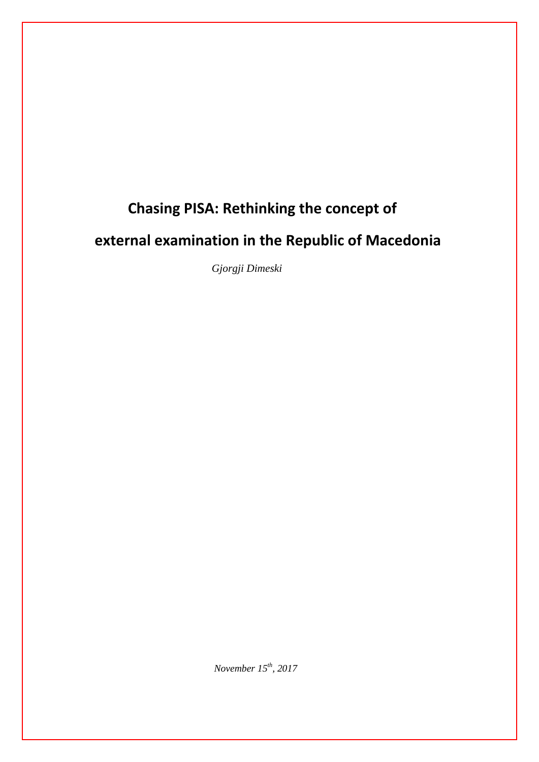# Chasing PISA: Rethinking the concept of external examination in the Republic of Macedonia

*Gjorgji Dimeski*

*November 15th, 2017*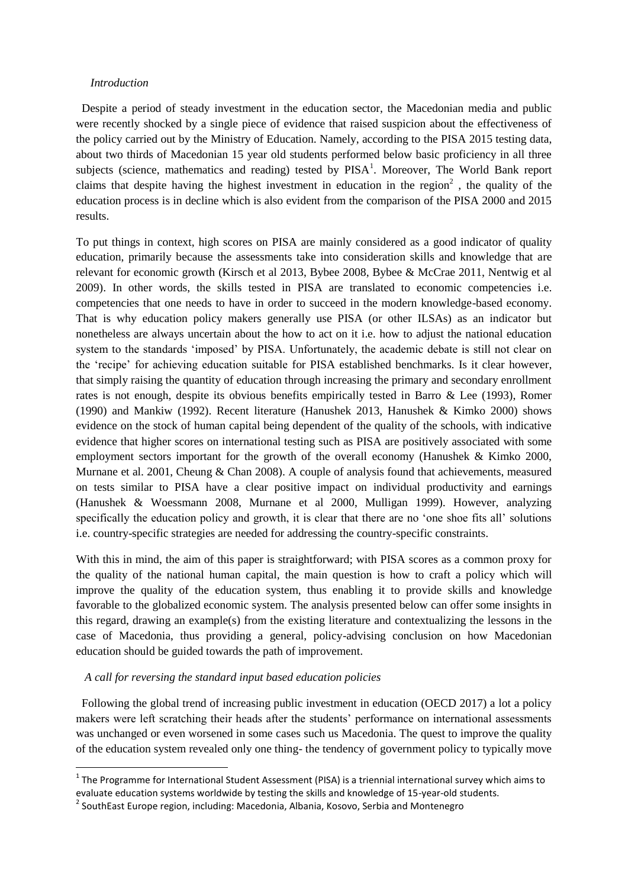*Introduction*

Despite a period of steady investment in the education sector, the Macedonian media and public were recently shocked by a single piece of evidence that raised suspicion about the effectiveness of the policy carried out by the Ministry of Education. Namely, according to the PISA 2015 testing data, about two thirds of Macedonian 15 year old students performed below basic proficiency in all three subjects (science, mathematics and reading) tested by PISA[1]. Moreover, The World Bank report claims that despite having the highest investment in education in the region[2] , the quality of the education process is in decline which is also evident from the comparison of the PISA 2000 and 2015 results.

To put things in context, high scores on PISA are mainly considered as a good indicator of quality education, primarily because the assessments take into consideration skills and knowledge that are relevant for economic growth (Kirsch et al 2013, Bybee 2008, Bybee & McCrae 2011, Nentwig et al 2009). In other words, the skills tested in PISA are translated to economic competencies i.e. competencies that one needs to have in order to succeed in the modern knowledge-based economy. That is why education policy makers generally use PISA (or other ILSAs) as an indicator but nonetheless are always uncertain about the how to act on it i.e. how to adjust the national education system to the standards 'imposed' by PISA. Unfortunately, the academic debate is still not clear on the 'recipe' for achieving education suitable for PISA established benchmarks. Is it clear however, that simply raising the quantity of education through increasing the primary and secondary enrollment rates is not enough, despite its obvious benefits empirically tested in Barro & Lee (1993), Romer (1990) and Mankiw (1992). Recent literature (Hanushek 2013, Hanushek & Kimko 2000) shows evidence on the stock of human capital being dependent of the quality of the schools, with indicative evidence that higher scores on international testing such as PISA are positively associated with some employment sectors important for the growth of the overall economy (Hanushek & Kimko 2000, Murnane et al. 2001, Cheung & Chan 2008). A couple of analysis found that achievements, measured on tests similar to PISA have a clear positive impact on individual productivity and earnings (Hanushek & Woessmann 2008, Murnane et al 2000, Mulligan 1999). However, analyzing specifically the education policy and growth, it is clear that there are no 'one shoe fits all' solutions i.e. country-specific strategies are needed for addressing the country-specific constraints.

With this in mind, the aim of this paper is straightforward; with PISA scores as a common proxy for the quality of the national human capital, the main question is how to craft a policy which will improve the quality of the education system, thus enabling it to provide skills and knowledge favorable to the globalized economic system. The analysis presented below can offer some insights in this regard, drawing an example(s) from the existing literature and contextualizing the lessons in the case of Macedonia, thus providing a general, policy-advising conclusion on how Macedonian education should be guided towards the path of improvement.

*A call for reversing the standard input based education policies*

Following the global trend of increasing public investment in education (OECD 2017) a lot a policy makers were left scratching their heads after the students' performance on international assessments was unchanged or even worsened in some cases such us Macedonia. The quest to improve the quality of the education system revealed only one thing- the tendency of government policy to typically move

---

[1] The Programme for International Student Assessment (PISA) is a triennial international survey which aims to evaluate education systems worldwide by testing the skills and knowledge of 15-year-old students.

[2] SouthEast Europe region, including: Macedonia, Albania, Kosovo, Serbia and Montenegro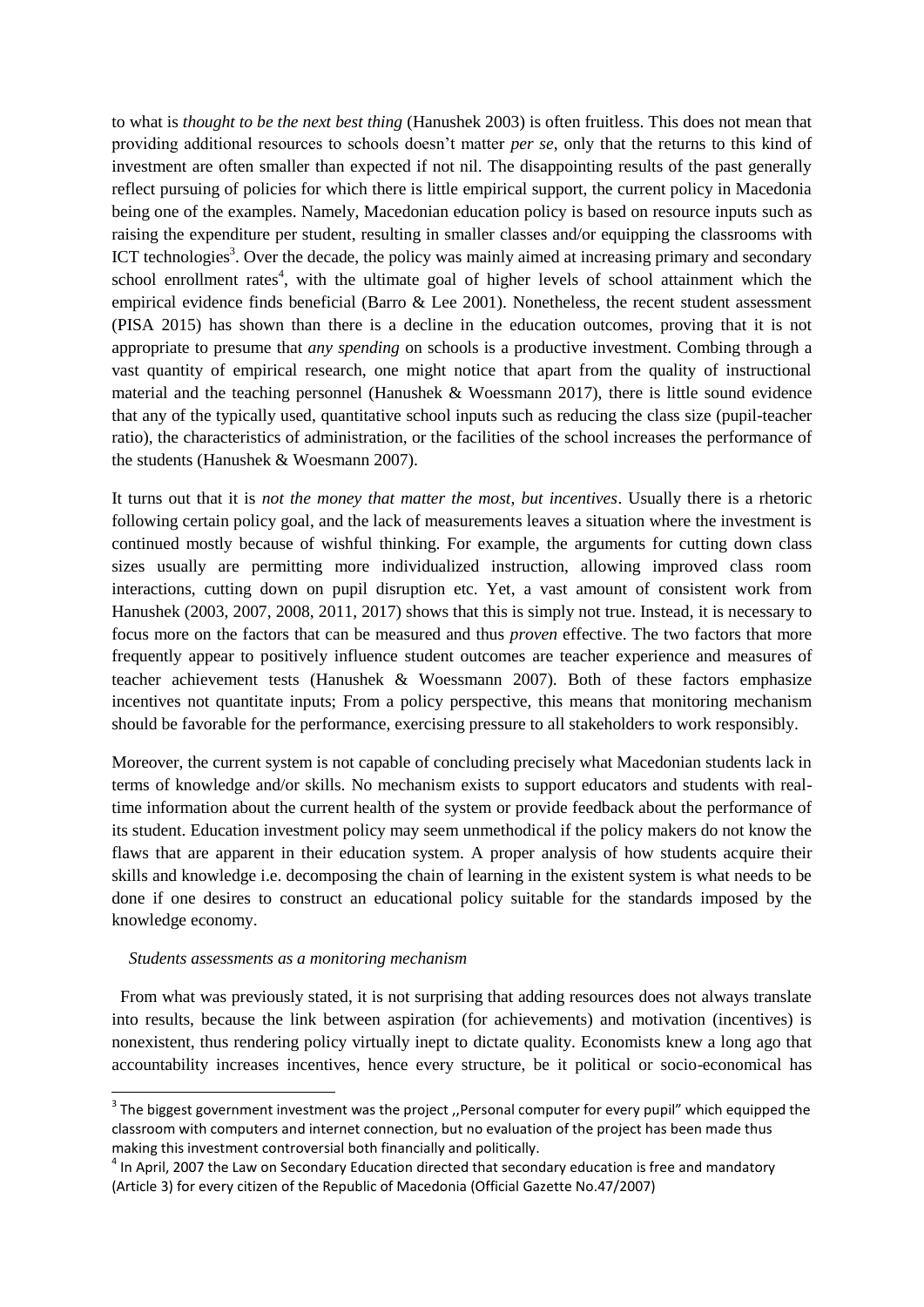to what is *thought to be the next best thing* (Hanushek 2003) is often fruitless. This does not mean that providing additional resources to schools doesn't matter *per se*, only that the returns to this kind of investment are often smaller than expected if not nil. The disappointing results of the past generally reflect pursuing of policies for which there is little empirical support, the current policy in Macedonia being one of the examples. Namely, Macedonian education policy is based on resource inputs such as raising the expenditure per student, resulting in smaller classes and/or equipping the classrooms with ICT technologies[3]. Over the decade, the policy was mainly aimed at increasing primary and secondary school enrollment rates[4], with the ultimate goal of higher levels of school attainment which the empirical evidence finds beneficial (Barro & Lee 2001). Nonetheless, the recent student assessment (PISA 2015) has shown than there is a decline in the education outcomes, proving that it is not appropriate to presume that *any spending* on schools is a productive investment. Combing through a vast quantity of empirical research, one might notice that apart from the quality of instructional material and the teaching personnel (Hanushek & Woessmann 2017), there is little sound evidence that any of the typically used, quantitative school inputs such as reducing the class size (pupil-teacher ratio), the characteristics of administration, or the facilities of the school increases the performance of the students (Hanushek & Woesmann 2007).

It turns out that it is *not the money that matter the most, but incentives*. Usually there is a rhetoric following certain policy goal, and the lack of measurements leaves a situation where the investment is continued mostly because of wishful thinking. For example, the arguments for cutting down class sizes usually are permitting more individualized instruction, allowing improved class room interactions, cutting down on pupil disruption etc. Yet, a vast amount of consistent work from Hanushek (2003, 2007, 2008, 2011, 2017) shows that this is simply not true. Instead, it is necessary to focus more on the factors that can be measured and thus *proven* effective. The two factors that more frequently appear to positively influence student outcomes are teacher experience and measures of teacher achievement tests (Hanushek & Woessmann 2007). Both of these factors emphasize incentives not quantitate inputs; From a policy perspective, this means that monitoring mechanism should be favorable for the performance, exercising pressure to all stakeholders to work responsibly.

Moreover, the current system is not capable of concluding precisely what Macedonian students lack in terms of knowledge and/or skills. No mechanism exists to support educators and students with real-time information about the current health of the system or provide feedback about the performance of its student. Education investment policy may seem unmethodical if the policy makers do not know the flaws that are apparent in their education system. A proper analysis of how students acquire their skills and knowledge i.e. decomposing the chain of learning in the existent system is what needs to be done if one desires to construct an educational policy suitable for the standards imposed by the knowledge economy.

*Students assessments as a monitoring mechanism*

From what was previously stated, it is not surprising that adding resources does not always translate into results, because the link between aspiration (for achievements) and motivation (incentives) is nonexistent, thus rendering policy virtually inept to dictate quality. Economists knew a long ago that accountability increases incentives, hence every structure, be it political or socio-economical has

[3] The biggest government investment was the project ,,Personal computer for every pupil" which equipped the classroom with computers and internet connection, but no evaluation of the project has been made thus making this investment controversial both financially and politically.

[4] In April, 2007 the Law on Secondary Education directed that secondary education is free and mandatory (Article 3) for every citizen of the Republic of Macedonia (Official Gazette No.47/2007)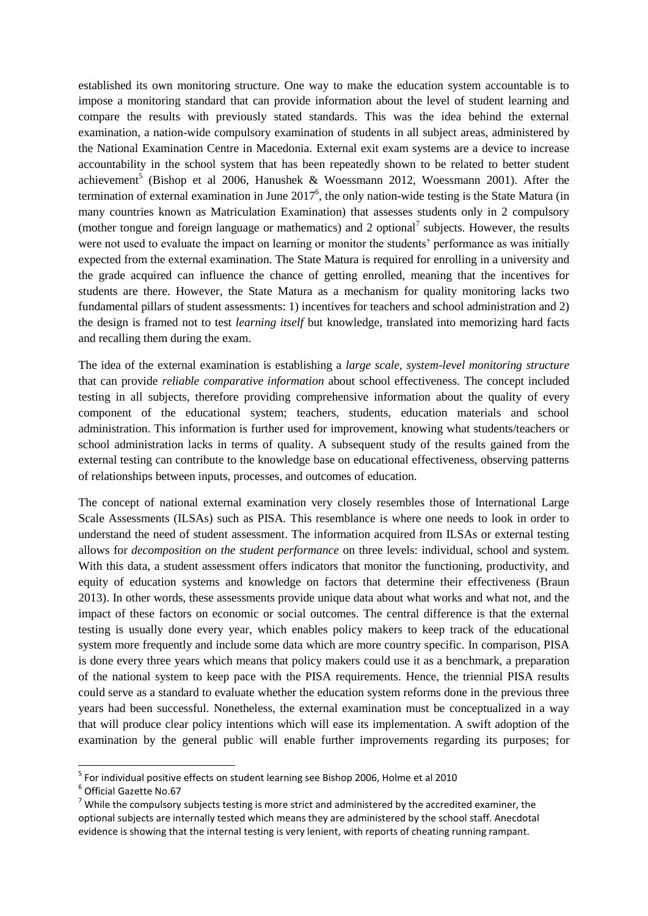established its own monitoring structure. One way to make the education system accountable is to impose a monitoring standard that can provide information about the level of student learning and compare the results with previously stated standards. This was the idea behind the external examination, a nation-wide compulsory examination of students in all subject areas, administered by the National Examination Centre in Macedonia. External exit exam systems are a device to increase accountability in the school system that has been repeatedly shown to be related to better student achievement[5] (Bishop et al 2006, Hanushek & Woessmann 2012, Woessmann 2001). After the termination of external examination in June 2017[6], the only nation-wide testing is the State Matura (in many countries known as Matriculation Examination) that assesses students only in 2 compulsory (mother tongue and foreign language or mathematics) and 2 optional[7] subjects. However, the results were not used to evaluate the impact on learning or monitor the students' performance as was initially expected from the external examination. The State Matura is required for enrolling in a university and the grade acquired can influence the chance of getting enrolled, meaning that the incentives for students are there. However, the State Matura as a mechanism for quality monitoring lacks two fundamental pillars of student assessments: 1) incentives for teachers and school administration and 2) the design is framed not to test *learning itself* but knowledge, translated into memorizing hard facts and recalling them during the exam.

The idea of the external examination is establishing a *large scale, system-level monitoring structure* that can provide *reliable comparative information* about school effectiveness. The concept included testing in all subjects, therefore providing comprehensive information about the quality of every component of the educational system; teachers, students, education materials and school administration. This information is further used for improvement, knowing what students/teachers or school administration lacks in terms of quality. A subsequent study of the results gained from the external testing can contribute to the knowledge base on educational effectiveness, observing patterns of relationships between inputs, processes, and outcomes of education.

The concept of national external examination very closely resembles those of International Large Scale Assessments (ILSAs) such as PISA. This resemblance is where one needs to look in order to understand the need of student assessment. The information acquired from ILSAs or external testing allows for *decomposition on the student performance* on three levels: individual, school and system. With this data, a student assessment offers indicators that monitor the functioning, productivity, and equity of education systems and knowledge on factors that determine their effectiveness (Braun 2013). In other words, these assessments provide unique data about what works and what not, and the impact of these factors on economic or social outcomes. The central difference is that the external testing is usually done every year, which enables policy makers to keep track of the educational system more frequently and include some data which are more country specific. In comparison, PISA is done every three years which means that policy makers could use it as a benchmark, a preparation of the national system to keep pace with the PISA requirements. Hence, the triennial PISA results could serve as a standard to evaluate whether the education system reforms done in the previous three years had been successful. Nonetheless, the external examination must be conceptualized in a way that will produce clear policy intentions which will ease its implementation. A swift adoption of the examination by the general public will enable further improvements regarding its purposes; for

[5] For individual positive effects on student learning see Bishop 2006, Holme et al 2010

[6] Official Gazette No.67

[7] While the compulsory subjects testing is more strict and administered by the accredited examiner, the optional subjects are internally tested which means they are administered by the school staff. Anecdotal evidence is showing that the internal testing is very lenient, with reports of cheating running rampant.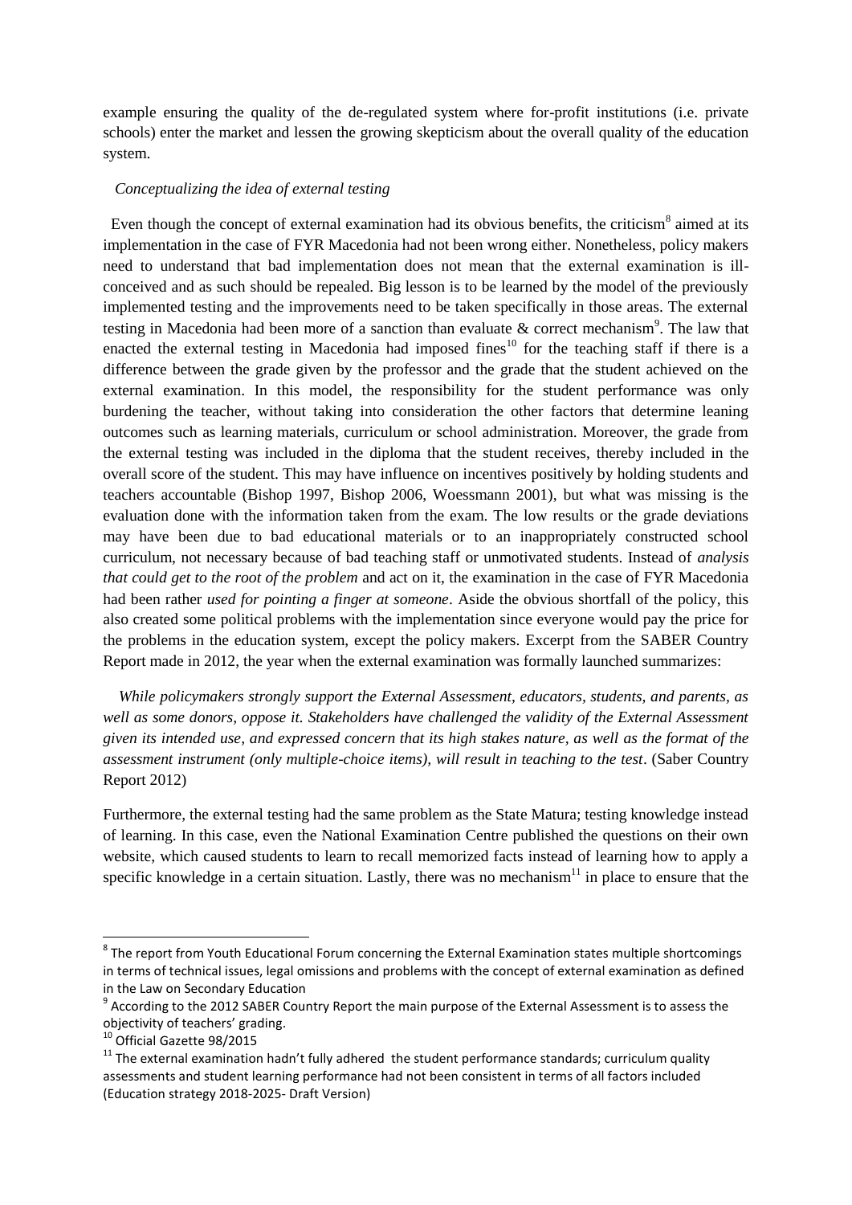example ensuring the quality of the de-regulated system where for-profit institutions (i.e. private schools) enter the market and lessen the growing skepticism about the overall quality of the education system.

### *Conceptualizing the idea of external testing*

Even though the concept of external examination had its obvious benefits, the criticism[8] aimed at its implementation in the case of FYR Macedonia had not been wrong either. Nonetheless, policy makers need to understand that bad implementation does not mean that the external examination is ill-conceived and as such should be repealed. Big lesson is to be learned by the model of the previously implemented testing and the improvements need to be taken specifically in those areas. The external testing in Macedonia had been more of a sanction than evaluate & correct mechanism[9]. The law that enacted the external testing in Macedonia had imposed fines[10] for the teaching staff if there is a difference between the grade given by the professor and the grade that the student achieved on the external examination. In this model, the responsibility for the student performance was only burdening the teacher, without taking into consideration the other factors that determine leaning outcomes such as learning materials, curriculum or school administration. Moreover, the grade from the external testing was included in the diploma that the student receives, thereby included in the overall score of the student. This may have influence on incentives positively by holding students and teachers accountable (Bishop 1997, Bishop 2006, Woessmann 2001), but what was missing is the evaluation done with the information taken from the exam. The low results or the grade deviations may have been due to bad educational materials or to an inappropriately constructed school curriculum, not necessary because of bad teaching staff or unmotivated students. Instead of *analysis that could get to the root of the problem* and act on it, the examination in the case of FYR Macedonia had been rather *used for pointing a finger at someone*. Aside the obvious shortfall of the policy, this also created some political problems with the implementation since everyone would pay the price for the problems in the education system, except the policy makers. Excerpt from the SABER Country Report made in 2012, the year when the external examination was formally launched summarizes:

*While policymakers strongly support the External Assessment, educators, students, and parents, as well as some donors, oppose it. Stakeholders have challenged the validity of the External Assessment given its intended use, and expressed concern that its high stakes nature, as well as the format of the assessment instrument (only multiple-choice items), will result in teaching to the test*. (Saber Country Report 2012)

Furthermore, the external testing had the same problem as the State Matura; testing knowledge instead of learning. In this case, even the National Examination Centre published the questions on their own website, which caused students to learn to recall memorized facts instead of learning how to apply a specific knowledge in a certain situation. Lastly, there was no mechanism[11] in place to ensure that the

---

[8] The report from Youth Educational Forum concerning the External Examination states multiple shortcomings in terms of technical issues, legal omissions and problems with the concept of external examination as defined in the Law on Secondary Education

[9] According to the 2012 SABER Country Report the main purpose of the External Assessment is to assess the objectivity of teachers' grading.

[10] Official Gazette 98/2015

[11] The external examination hadn't fully adhered the student performance standards; curriculum quality assessments and student learning performance had not been consistent in terms of all factors included (Education strategy 2018-2025- Draft Version)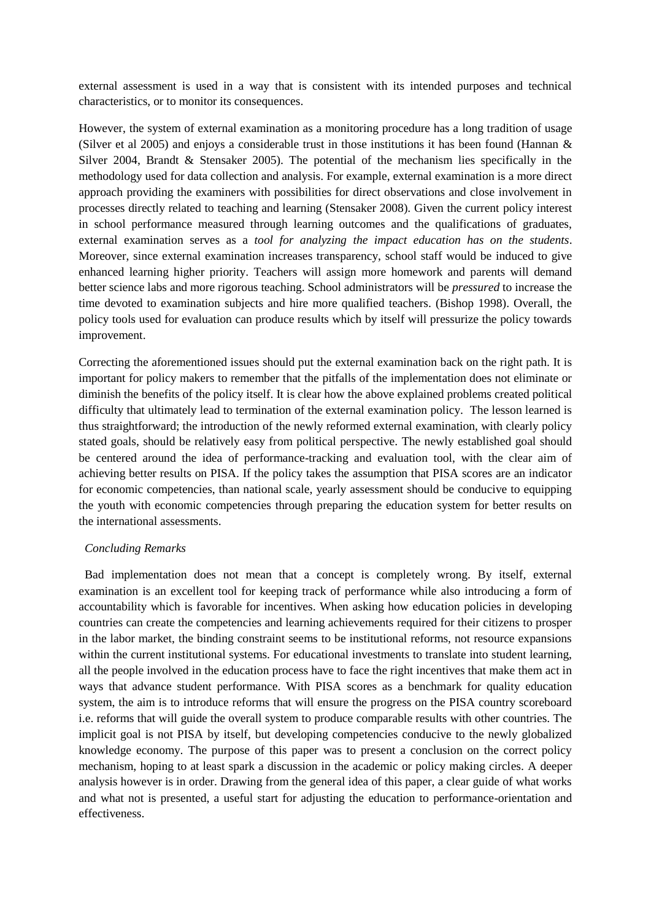external assessment is used in a way that is consistent with its intended purposes and technical characteristics, or to monitor its consequences.

However, the system of external examination as a monitoring procedure has a long tradition of usage (Silver et al 2005) and enjoys a considerable trust in those institutions it has been found (Hannan & Silver 2004, Brandt & Stensaker 2005). The potential of the mechanism lies specifically in the methodology used for data collection and analysis. For example, external examination is a more direct approach providing the examiners with possibilities for direct observations and close involvement in processes directly related to teaching and learning (Stensaker 2008). Given the current policy interest in school performance measured through learning outcomes and the qualifications of graduates, external examination serves as a *tool for analyzing the impact education has on the students*. Moreover, since external examination increases transparency, school staff would be induced to give enhanced learning higher priority. Teachers will assign more homework and parents will demand better science labs and more rigorous teaching. School administrators will be *pressured* to increase the time devoted to examination subjects and hire more qualified teachers. (Bishop 1998). Overall, the policy tools used for evaluation can produce results which by itself will pressurize the policy towards improvement.

Correcting the aforementioned issues should put the external examination back on the right path. It is important for policy makers to remember that the pitfalls of the implementation does not eliminate or diminish the benefits of the policy itself. It is clear how the above explained problems created political difficulty that ultimately lead to termination of the external examination policy. The lesson learned is thus straightforward; the introduction of the newly reformed external examination, with clearly policy stated goals, should be relatively easy from political perspective. The newly established goal should be centered around the idea of performance-tracking and evaluation tool, with the clear aim of achieving better results on PISA. If the policy takes the assumption that PISA scores are an indicator for economic competencies, than national scale, yearly assessment should be conducive to equipping the youth with economic competencies through preparing the education system for better results on the international assessments.

*Concluding Remarks*

Bad implementation does not mean that a concept is completely wrong. By itself, external examination is an excellent tool for keeping track of performance while also introducing a form of accountability which is favorable for incentives. When asking how education policies in developing countries can create the competencies and learning achievements required for their citizens to prosper in the labor market, the binding constraint seems to be institutional reforms, not resource expansions within the current institutional systems. For educational investments to translate into student learning, all the people involved in the education process have to face the right incentives that make them act in ways that advance student performance. With PISA scores as a benchmark for quality education system, the aim is to introduce reforms that will ensure the progress on the PISA country scoreboard i.e. reforms that will guide the overall system to produce comparable results with other countries. The implicit goal is not PISA by itself, but developing competencies conducive to the newly globalized knowledge economy. The purpose of this paper was to present a conclusion on the correct policy mechanism, hoping to at least spark a discussion in the academic or policy making circles. A deeper analysis however is in order. Drawing from the general idea of this paper, a clear guide of what works and what not is presented, a useful start for adjusting the education to performance-orientation and effectiveness.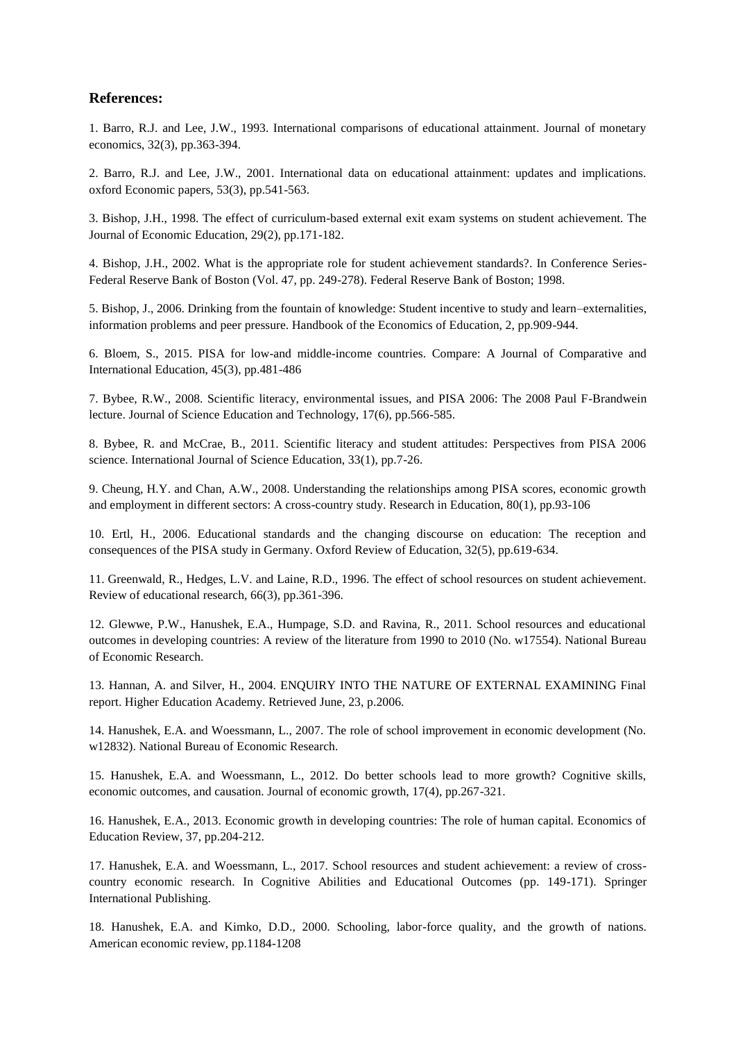## References:

1. Barro, R.J. and Lee, J.W., 1993. International comparisons of educational attainment. Journal of monetary economics, 32(3), pp.363-394.

2. Barro, R.J. and Lee, J.W., 2001. International data on educational attainment: updates and implications. oxford Economic papers, 53(3), pp.541-563.

3. Bishop, J.H., 1998. The effect of curriculum-based external exit exam systems on student achievement. The Journal of Economic Education, 29(2), pp.171-182.

4. Bishop, J.H., 2002. What is the appropriate role for student achievement standards?. In Conference Series-Federal Reserve Bank of Boston (Vol. 47, pp. 249-278). Federal Reserve Bank of Boston; 1998.

5. Bishop, J., 2006. Drinking from the fountain of knowledge: Student incentive to study and learn–externalities, information problems and peer pressure. Handbook of the Economics of Education, 2, pp.909-944.

6. Bloem, S., 2015. PISA for low-and middle-income countries. Compare: A Journal of Comparative and International Education, 45(3), pp.481-486

7. Bybee, R.W., 2008. Scientific literacy, environmental issues, and PISA 2006: The 2008 Paul F-Brandwein lecture. Journal of Science Education and Technology, 17(6), pp.566-585.

8. Bybee, R. and McCrae, B., 2011. Scientific literacy and student attitudes: Perspectives from PISA 2006 science. International Journal of Science Education, 33(1), pp.7-26.

9. Cheung, H.Y. and Chan, A.W., 2008. Understanding the relationships among PISA scores, economic growth and employment in different sectors: A cross-country study. Research in Education, 80(1), pp.93-106

10. Ertl, H., 2006. Educational standards and the changing discourse on education: The reception and consequences of the PISA study in Germany. Oxford Review of Education, 32(5), pp.619-634.

11. Greenwald, R., Hedges, L.V. and Laine, R.D., 1996. The effect of school resources on student achievement. Review of educational research, 66(3), pp.361-396.

12. Glewwe, P.W., Hanushek, E.A., Humpage, S.D. and Ravina, R., 2011. School resources and educational outcomes in developing countries: A review of the literature from 1990 to 2010 (No. w17554). National Bureau of Economic Research.

13. Hannan, A. and Silver, H., 2004. ENQUIRY INTO THE NATURE OF EXTERNAL EXAMINING Final report. Higher Education Academy. Retrieved June, 23, p.2006.

14. Hanushek, E.A. and Woessmann, L., 2007. The role of school improvement in economic development (No. w12832). National Bureau of Economic Research.

15. Hanushek, E.A. and Woessmann, L., 2012. Do better schools lead to more growth? Cognitive skills, economic outcomes, and causation. Journal of economic growth, 17(4), pp.267-321.

16. Hanushek, E.A., 2013. Economic growth in developing countries: The role of human capital. Economics of Education Review, 37, pp.204-212.

17. Hanushek, E.A. and Woessmann, L., 2017. School resources and student achievement: a review of cross-country economic research. In Cognitive Abilities and Educational Outcomes (pp. 149-171). Springer International Publishing.

18. Hanushek, E.A. and Kimko, D.D., 2000. Schooling, labor-force quality, and the growth of nations. American economic review, pp.1184-1208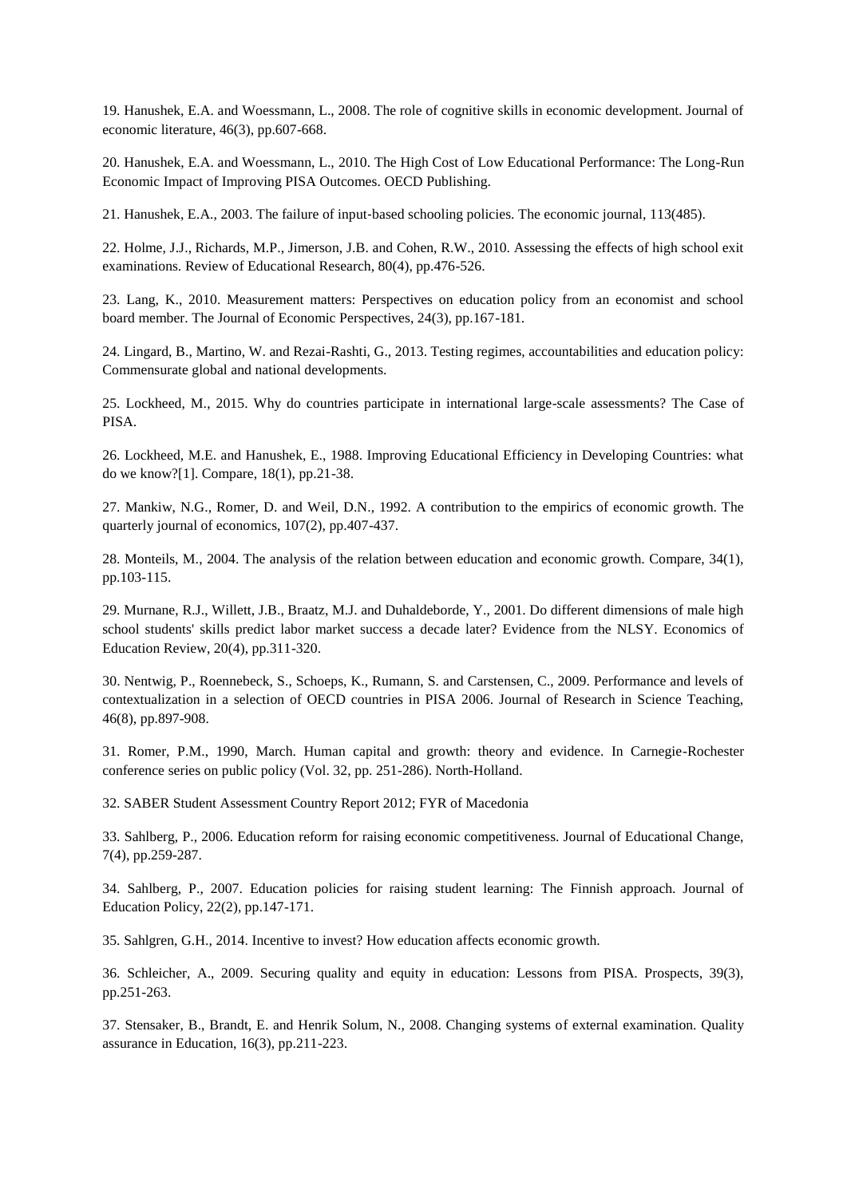19. Hanushek, E.A. and Woessmann, L., 2008. The role of cognitive skills in economic development. Journal of economic literature, 46(3), pp.607-668.

20. Hanushek, E.A. and Woessmann, L., 2010. The High Cost of Low Educational Performance: The Long-Run Economic Impact of Improving PISA Outcomes. OECD Publishing.

21. Hanushek, E.A., 2003. The failure of input-based schooling policies. The economic journal, 113(485).

22. Holme, J.J., Richards, M.P., Jimerson, J.B. and Cohen, R.W., 2010. Assessing the effects of high school exit examinations. Review of Educational Research, 80(4), pp.476-526.

23. Lang, K., 2010. Measurement matters: Perspectives on education policy from an economist and school board member. The Journal of Economic Perspectives, 24(3), pp.167-181.

24. Lingard, B., Martino, W. and Rezai-Rashti, G., 2013. Testing regimes, accountabilities and education policy: Commensurate global and national developments.

25. Lockheed, M., 2015. Why do countries participate in international large-scale assessments? The Case of PISA.

26. Lockheed, M.E. and Hanushek, E., 1988. Improving Educational Efficiency in Developing Countries: what do we know?[1]. Compare, 18(1), pp.21-38.

27. Mankiw, N.G., Romer, D. and Weil, D.N., 1992. A contribution to the empirics of economic growth. The quarterly journal of economics, 107(2), pp.407-437.

28. Monteils, M., 2004. The analysis of the relation between education and economic growth. Compare, 34(1), pp.103-115.

29. Murnane, R.J., Willett, J.B., Braatz, M.J. and Duhaldeborde, Y., 2001. Do different dimensions of male high school students' skills predict labor market success a decade later? Evidence from the NLSY. Economics of Education Review, 20(4), pp.311-320.

30. Nentwig, P., Roennebeck, S., Schoeps, K., Rumann, S. and Carstensen, C., 2009. Performance and levels of contextualization in a selection of OECD countries in PISA 2006. Journal of Research in Science Teaching, 46(8), pp.897-908.

31. Romer, P.M., 1990, March. Human capital and growth: theory and evidence. In Carnegie-Rochester conference series on public policy (Vol. 32, pp. 251-286). North-Holland.

32. SABER Student Assessment Country Report 2012; FYR of Macedonia

33. Sahlberg, P., 2006. Education reform for raising economic competitiveness. Journal of Educational Change, 7(4), pp.259-287.

34. Sahlberg, P., 2007. Education policies for raising student learning: The Finnish approach. Journal of Education Policy, 22(2), pp.147-171.

35. Sahlgren, G.H., 2014. Incentive to invest? How education affects economic growth.

36. Schleicher, A., 2009. Securing quality and equity in education: Lessons from PISA. Prospects, 39(3), pp.251-263.

37. Stensaker, B., Brandt, E. and Henrik Solum, N., 2008. Changing systems of external examination. Quality assurance in Education, 16(3), pp.211-223.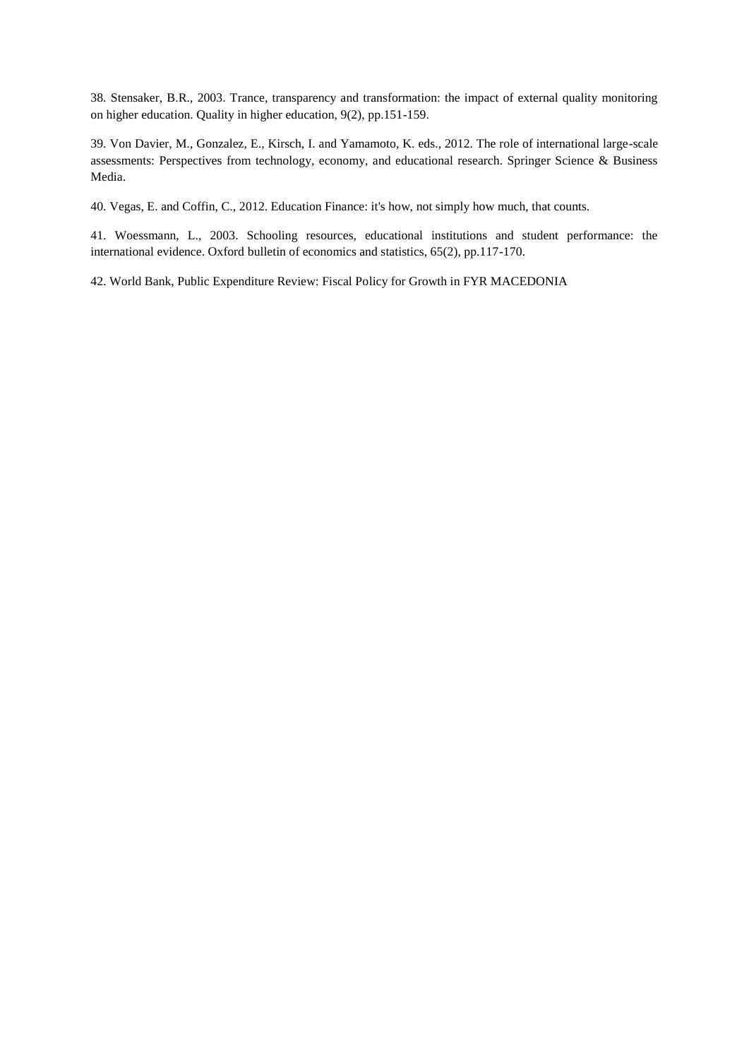38. Stensaker, B.R., 2003. Trance, transparency and transformation: the impact of external quality monitoring on higher education. Quality in higher education, 9(2), pp.151-159.

39. Von Davier, M., Gonzalez, E., Kirsch, I. and Yamamoto, K. eds., 2012. The role of international large-scale assessments: Perspectives from technology, economy, and educational research. Springer Science & Business Media.

40. Vegas, E. and Coffin, C., 2012. Education Finance: it's how, not simply how much, that counts.

41. Woessmann, L., 2003. Schooling resources, educational institutions and student performance: the international evidence. Oxford bulletin of economics and statistics, 65(2), pp.117-170.

42. World Bank, Public Expenditure Review: Fiscal Policy for Growth in FYR MACEDONIA